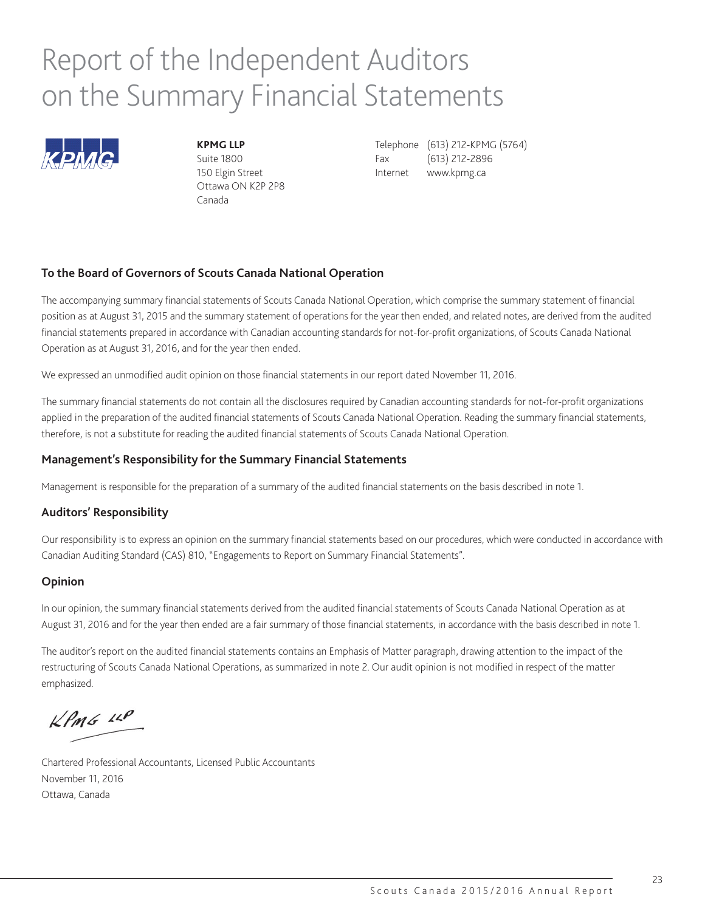# Report of the Independent Auditors on the Summary Financial Statements

**KPMG LLP**
Suite 1800
150 Elgin Street
Ottawa ON K2P 2P8
Canada

Telephone (613) 212-KPMG (5764)
Fax (613) 212-2896
Internet www.kpmg.ca

### To the Board of Governors of Scouts Canada National Operation

The accompanying summary financial statements of Scouts Canada National Operation, which comprise the summary statement of financial position as at August 31, 2015 and the summary statement of operations for the year then ended, and related notes, are derived from the audited financial statements prepared in accordance with Canadian accounting standards for not-for-profit organizations, of Scouts Canada National Operation as at August 31, 2016, and for the year then ended.

We expressed an unmodified audit opinion on those financial statements in our report dated November 11, 2016.

The summary financial statements do not contain all the disclosures required by Canadian accounting standards for not-for-profit organizations applied in the preparation of the audited financial statements of Scouts Canada National Operation. Reading the summary financial statements, therefore, is not a substitute for reading the audited financial statements of Scouts Canada National Operation.

### Management's Responsibility for the Summary Financial Statements

Management is responsible for the preparation of a summary of the audited financial statements on the basis described in note 1.

### Auditors' Responsibility

Our responsibility is to express an opinion on the summary financial statements based on our procedures, which were conducted in accordance with Canadian Auditing Standard (CAS) 810, "Engagements to Report on Summary Financial Statements".

### Opinion

In our opinion, the summary financial statements derived from the audited financial statements of Scouts Canada National Operation as at August 31, 2016 and for the year then ended are a fair summary of those financial statements, in accordance with the basis described in note 1.

The auditor's report on the audited financial statements contains an Emphasis of Matter paragraph, drawing attention to the impact of the restructuring of Scouts Canada National Operations, as summarized in note 2. Our audit opinion is not modified in respect of the matter emphasized.

KPMG LLP

Chartered Professional Accountants, Licensed Public Accountants
November 11, 2016
Ottawa, Canada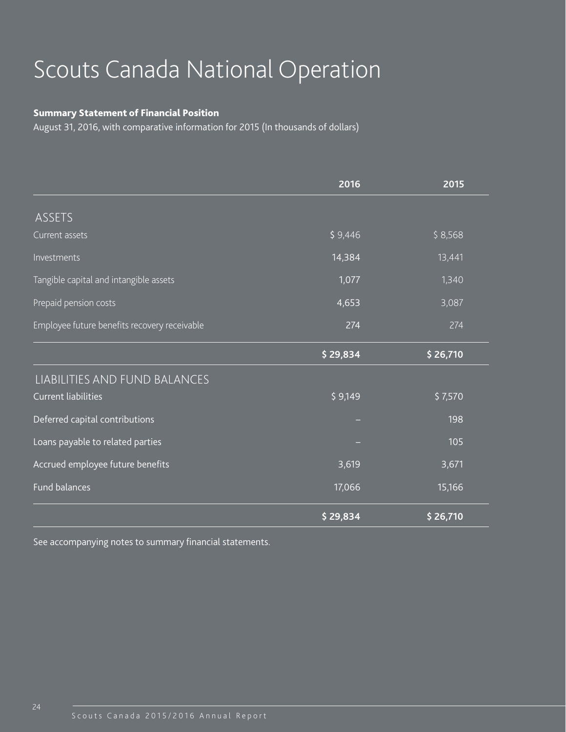# Scouts Canada National Operation

**Summary Statement of Financial Position**

August 31, 2016, with comparative information for 2015 (In thousands of dollars)

| | 2016 | 2015 |
|---|---|---|
| **ASSETS** | | |
| Current assets | $ 9,446 | $ 8,568 |
| Investments | 14,384 | 13,441 |
| Tangible capital and intangible assets | 1,077 | 1,340 |
| Prepaid pension costs | 4,653 | 3,087 |
| Employee future benefits recovery receivable | 274 | 274 |
| | **$ 29,834** | **$ 26,710** |
| **LIABILITIES AND FUND BALANCES** | | |
| Current liabilities | $ 9,149 | $ 7,570 |
| Deferred capital contributions | – | 198 |
| Loans payable to related parties | – | 105 |
| Accrued employee future benefits | 3,619 | 3,671 |
| Fund balances | 17,066 | 15,166 |
| | **$ 29,834** | **$ 26,710** |

See accompanying notes to summary financial statements.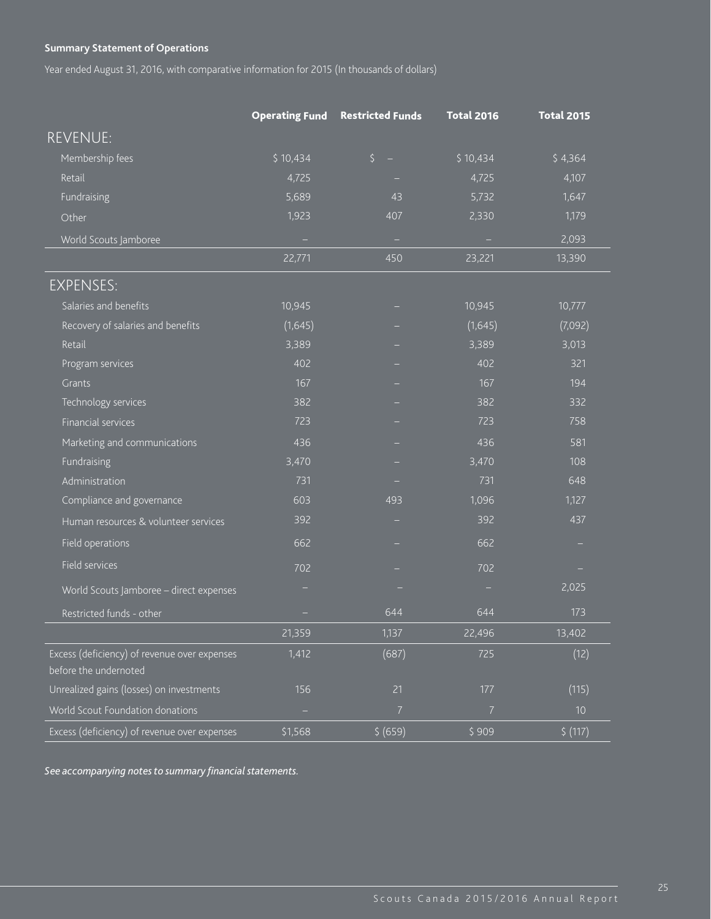**Summary Statement of Operations**

Year ended August 31, 2016, with comparative information for 2015 (In thousands of dollars)

| | Operating Fund | Restricted Funds | Total 2016 | Total 2015 |
|---|---|---|---|---|
| **REVENUE:** | | | | |
| Membership fees | $ 10,434 | $ – | $ 10,434 | $ 4,364 |
| Retail | 4,725 | – | 4,725 | 4,107 |
| Fundraising | 5,689 | 43 | 5,732 | 1,647 |
| Other | 1,923 | 407 | 2,330 | 1,179 |
| World Scouts Jamboree | – | – | – | 2,093 |
| | 22,771 | 450 | 23,221 | 13,390 |
| **EXPENSES:** | | | | |
| Salaries and benefits | 10,945 | – | 10,945 | 10,777 |
| Recovery of salaries and benefits | (1,645) | – | (1,645) | (7,092) |
| Retail | 3,389 | – | 3,389 | 3,013 |
| Program services | 402 | – | 402 | 321 |
| Grants | 167 | – | 167 | 194 |
| Technology services | 382 | – | 382 | 332 |
| Financial services | 723 | – | 723 | 758 |
| Marketing and communications | 436 | – | 436 | 581 |
| Fundraising | 3,470 | – | 3,470 | 108 |
| Administration | 731 | – | 731 | 648 |
| Compliance and governance | 603 | 493 | 1,096 | 1,127 |
| Human resources & volunteer services | 392 | – | 392 | 437 |
| Field operations | 662 | – | 662 | – |
| Field services | 702 | – | 702 | – |
| World Scouts Jamboree – direct expenses | – | – | – | 2,025 |
| Restricted funds - other | – | 644 | 644 | 173 |
| | 21,359 | 1,137 | 22,496 | 13,402 |
| Excess (deficiency) of revenue over expenses before the undernoted | 1,412 | (687) | 725 | (12) |
| Unrealized gains (losses) on investments | 156 | 21 | 177 | (115) |
| World Scout Foundation donations | – | 7 | 7 | 10 |
| Excess (deficiency) of revenue over expenses | $1,568 | $ (659) | $ 909 | $ (117) |

*See accompanying notes to summary financial statements.*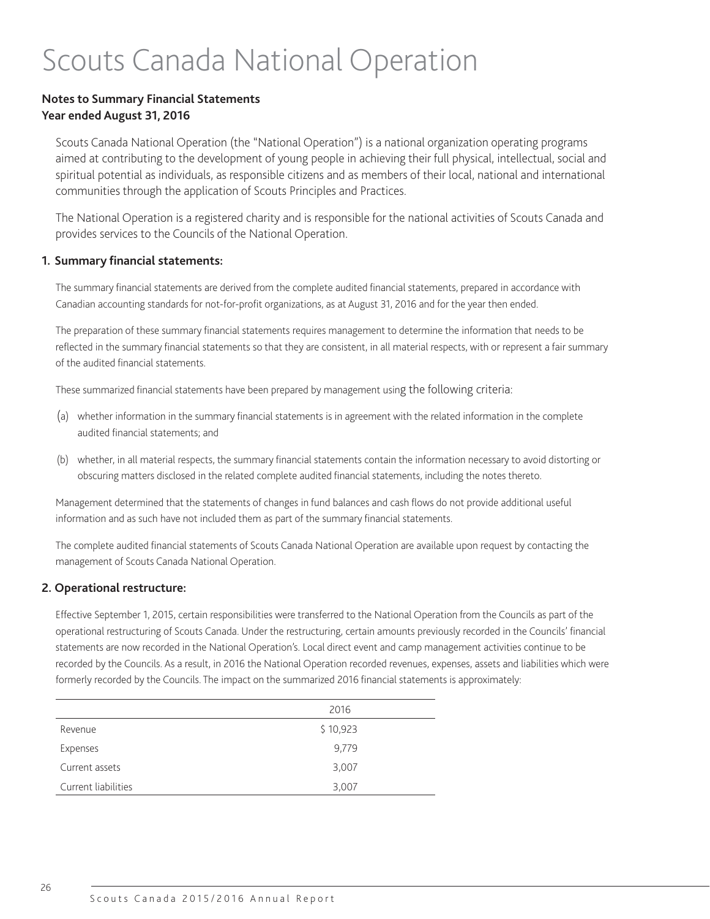# Scouts Canada National Operation

**Notes to Summary Financial Statements**
**Year ended August 31, 2016**

Scouts Canada National Operation (the "National Operation") is a national organization operating programs aimed at contributing to the development of young people in achieving their full physical, intellectual, social and spiritual potential as individuals, as responsible citizens and as members of their local, national and international communities through the application of Scouts Principles and Practices.

The National Operation is a registered charity and is responsible for the national activities of Scouts Canada and provides services to the Councils of the National Operation.

### 1. Summary financial statements:

The summary financial statements are derived from the complete audited financial statements, prepared in accordance with Canadian accounting standards for not-for-profit organizations, as at August 31, 2016 and for the year then ended.

The preparation of these summary financial statements requires management to determine the information that needs to be reflected in the summary financial statements so that they are consistent, in all material respects, with or represent a fair summary of the audited financial statements.

These summarized financial statements have been prepared by management using the following criteria:

(a) whether information in the summary financial statements is in agreement with the related information in the complete audited financial statements; and

(b) whether, in all material respects, the summary financial statements contain the information necessary to avoid distorting or obscuring matters disclosed in the related complete audited financial statements, including the notes thereto.

Management determined that the statements of changes in fund balances and cash flows do not provide additional useful information and as such have not included them as part of the summary financial statements.

The complete audited financial statements of Scouts Canada National Operation are available upon request by contacting the management of Scouts Canada National Operation.

### 2. Operational restructure:

Effective September 1, 2015, certain responsibilities were transferred to the National Operation from the Councils as part of the operational restructuring of Scouts Canada. Under the restructuring, certain amounts previously recorded in the Councils' financial statements are now recorded in the National Operation's. Local direct event and camp management activities continue to be recorded by the Councils. As a result, in 2016 the National Operation recorded revenues, expenses, assets and liabilities which were formerly recorded by the Councils. The impact on the summarized 2016 financial statements is approximately:

| | 2016 |
|---|---|
| Revenue | $ 10,923 |
| Expenses | 9,779 |
| Current assets | 3,007 |
| Current liabilities | 3,007 |